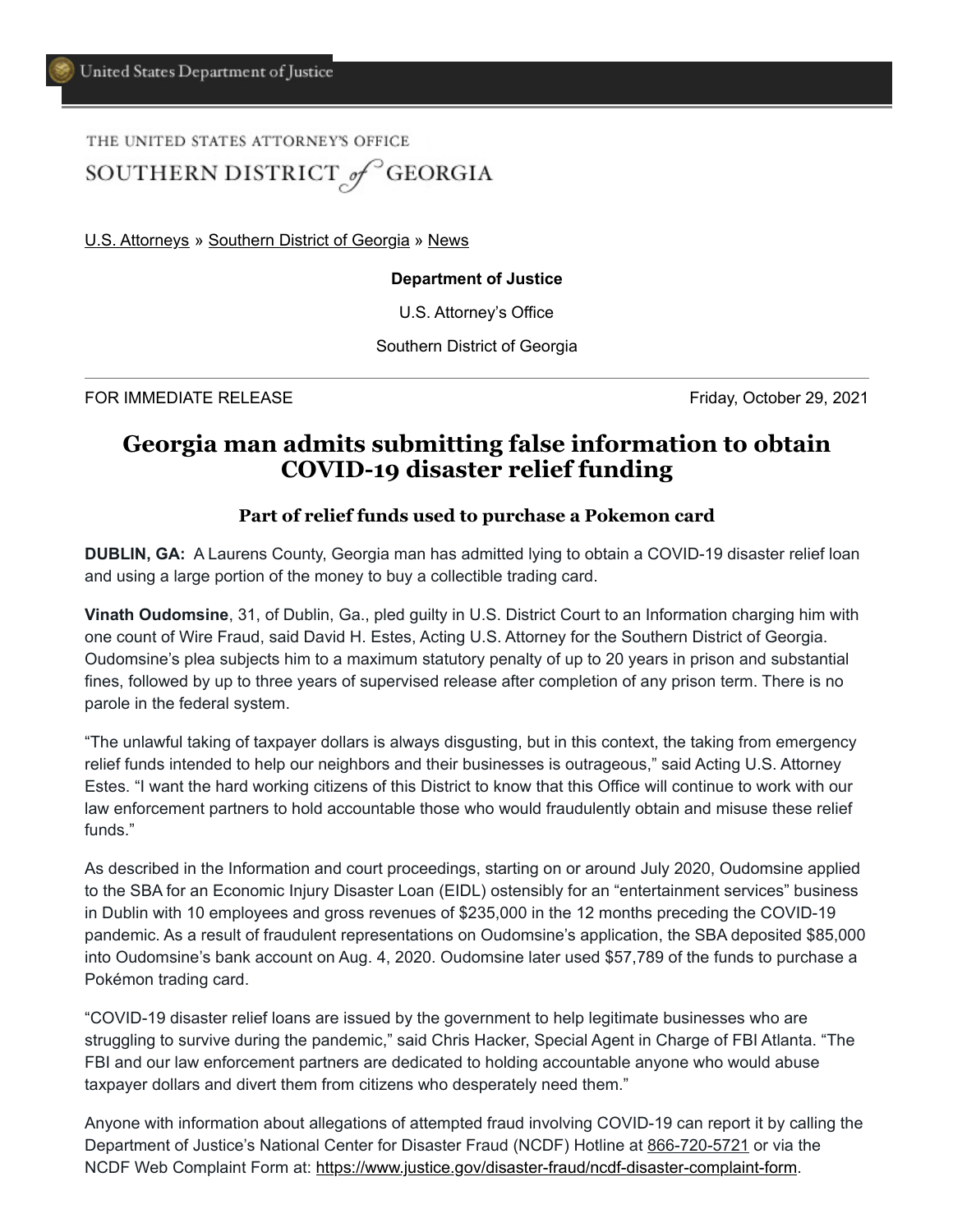United States Department of Justice

THE UNITED STATES ATTORNEY'S OFFICE
SOUTHERN DISTRICT of GEORGIA

U.S. Attorneys » Southern District of Georgia » News

**Department of Justice**

U.S. Attorney's Office

Southern District of Georgia

FOR IMMEDIATE RELEASE Friday, October 29, 2021

# Georgia man admits submitting false information to obtain COVID-19 disaster relief funding

### Part of relief funds used to purchase a Pokemon card

**DUBLIN, GA:** A Laurens County, Georgia man has admitted lying to obtain a COVID-19 disaster relief loan and using a large portion of the money to buy a collectible trading card.

**Vinath Oudomsine**, 31, of Dublin, Ga., pled guilty in U.S. District Court to an Information charging him with one count of Wire Fraud, said David H. Estes, Acting U.S. Attorney for the Southern District of Georgia. Oudomsine's plea subjects him to a maximum statutory penalty of up to 20 years in prison and substantial fines, followed by up to three years of supervised release after completion of any prison term. There is no parole in the federal system.

"The unlawful taking of taxpayer dollars is always disgusting, but in this context, the taking from emergency relief funds intended to help our neighbors and their businesses is outrageous," said Acting U.S. Attorney Estes. "I want the hard working citizens of this District to know that this Office will continue to work with our law enforcement partners to hold accountable those who would fraudulently obtain and misuse these relief funds."

As described in the Information and court proceedings, starting on or around July 2020, Oudomsine applied to the SBA for an Economic Injury Disaster Loan (EIDL) ostensibly for an "entertainment services" business in Dublin with 10 employees and gross revenues of $235,000 in the 12 months preceding the COVID-19 pandemic. As a result of fraudulent representations on Oudomsine's application, the SBA deposited $85,000 into Oudomsine's bank account on Aug. 4, 2020. Oudomsine later used $57,789 of the funds to purchase a Pokémon trading card.

"COVID-19 disaster relief loans are issued by the government to help legitimate businesses who are struggling to survive during the pandemic," said Chris Hacker, Special Agent in Charge of FBI Atlanta. "The FBI and our law enforcement partners are dedicated to holding accountable anyone who would abuse taxpayer dollars and divert them from citizens who desperately need them."

Anyone with information about allegations of attempted fraud involving COVID-19 can report it by calling the Department of Justice's National Center for Disaster Fraud (NCDF) Hotline at 866-720-5721 or via the NCDF Web Complaint Form at: https://www.justice.gov/disaster-fraud/ncdf-disaster-complaint-form.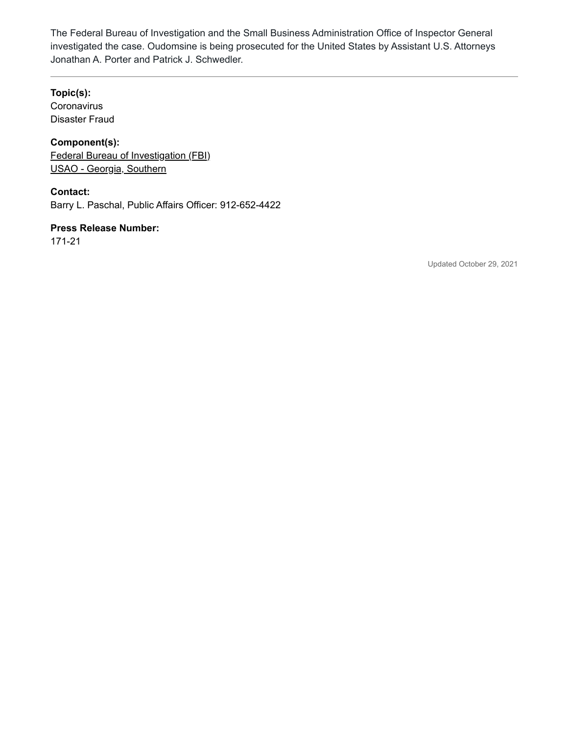The Federal Bureau of Investigation and the Small Business Administration Office of Inspector General investigated the case. Oudomsine is being prosecuted for the United States by Assistant U.S. Attorneys Jonathan A. Porter and Patrick J. Schwedler.

---

**Topic(s):**
Coronavirus
Disaster Fraud

**Component(s):**
Federal Bureau of Investigation (FBI)
USAO - Georgia, Southern

**Contact:**
Barry L. Paschal, Public Affairs Officer: 912-652-4422

**Press Release Number:**
171-21

Updated October 29, 2021